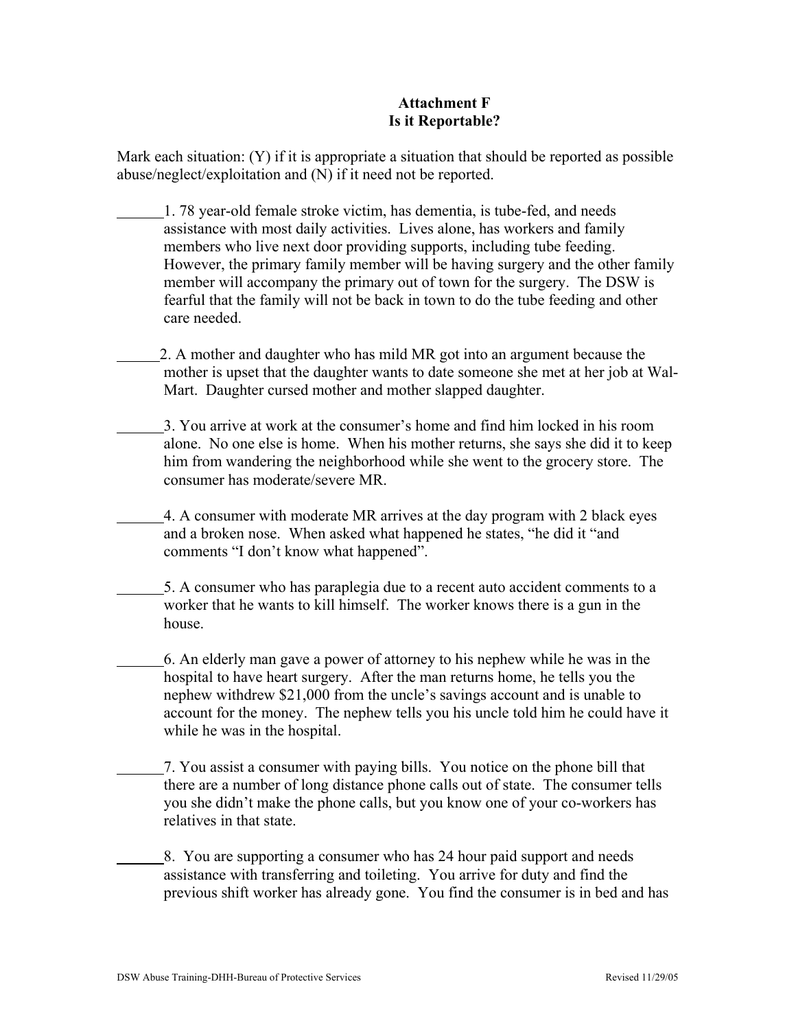**Attachment F**
**Is it Reportable?**

Mark each situation: (Y) if it is appropriate a situation that should be reported as possible abuse/neglect/exploitation and (N) if it need not be reported.

______1. 78 year-old female stroke victim, has dementia, is tube-fed, and needs assistance with most daily activities. Lives alone, has workers and family members who live next door providing supports, including tube feeding. However, the primary family member will be having surgery and the other family member will accompany the primary out of town for the surgery. The DSW is fearful that the family will not be back in town to do the tube feeding and other care needed.

______2. A mother and daughter who has mild MR got into an argument because the mother is upset that the daughter wants to date someone she met at her job at Wal-Mart. Daughter cursed mother and mother slapped daughter.

______3. You arrive at work at the consumer's home and find him locked in his room alone. No one else is home. When his mother returns, she says she did it to keep him from wandering the neighborhood while she went to the grocery store. The consumer has moderate/severe MR.

______4. A consumer with moderate MR arrives at the day program with 2 black eyes and a broken nose. When asked what happened he states, "he did it "and comments "I don't know what happened".

______5. A consumer who has paraplegia due to a recent auto accident comments to a worker that he wants to kill himself. The worker knows there is a gun in the house.

______6. An elderly man gave a power of attorney to his nephew while he was in the hospital to have heart surgery. After the man returns home, he tells you the nephew withdrew $21,000 from the uncle's savings account and is unable to account for the money. The nephew tells you his uncle told him he could have it while he was in the hospital.

______7. You assist a consumer with paying bills. You notice on the phone bill that there are a number of long distance phone calls out of state. The consumer tells you she didn't make the phone calls, but you know one of your co-workers has relatives in that state.

______8. You are supporting a consumer who has 24 hour paid support and needs assistance with transferring and toileting. You arrive for duty and find the previous shift worker has already gone. You find the consumer is in bed and has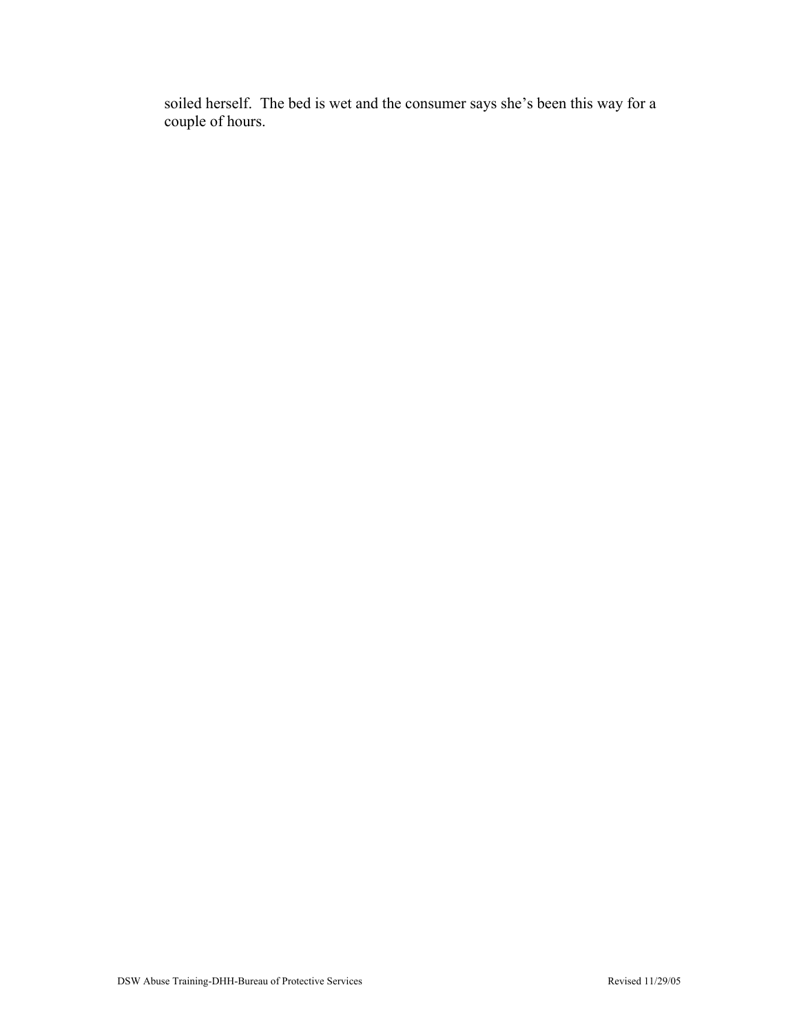soiled herself. The bed is wet and the consumer says she's been this way for a couple of hours.